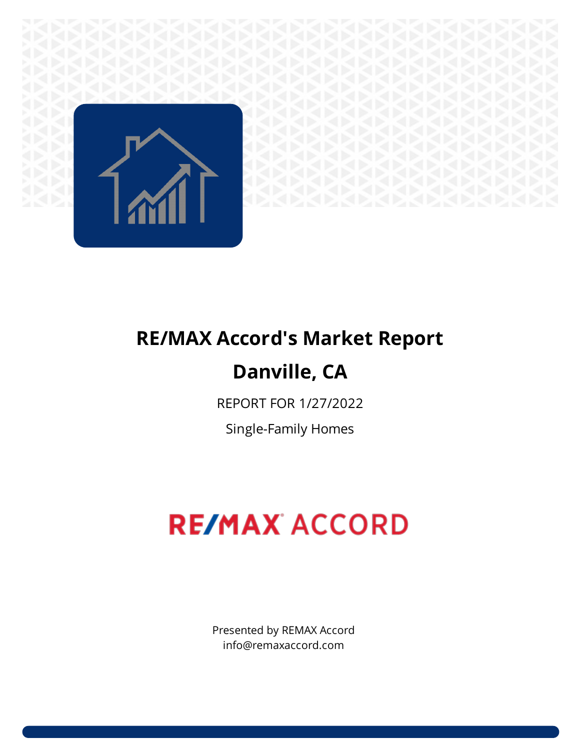# RE/MAX Accord's Market Report

# Danville, CA

REPORT FOR 1/27/2022

Single-Family Homes

RE/MAX ACCORD

Presented by REMAX Accord
info@remaxaccord.com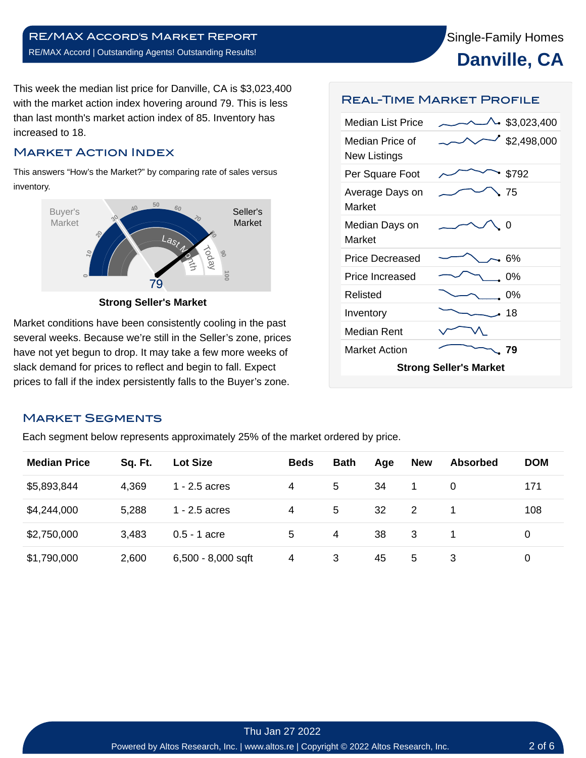# RE/MAX Accord's Market Report

RE/MAX Accord | Outstanding Agents! Outstanding Results!

Single-Family Homes

## Danville, CA

This week the median list price for Danville, CA is $3,023,400 with the market action index hovering around 79. This is less than last month's market action index of 85. Inventory has increased to 18.

## Market Action Index

This answers "How's the Market?" by comparing rate of sales versus inventory.

Buyer's Market
Seller's Market
0 10 20 30 40 50 60 70 80 90 100
Last Month
Today
79

**Strong Seller's Market**

Market conditions have been consistently cooling in the past several weeks. Because we're still in the Seller's zone, prices have not yet begun to drop. It may take a few more weeks of slack demand for prices to reflect and begin to fall. Expect prices to fall if the index persistently falls to the Buyer's zone.

## Real-Time Market Profile

| | |
|---|---|
| Median List Price | $3,023,400 |
| Median Price of New Listings | $2,498,000 |
| Per Square Foot | $792 |
| Average Days on Market | 75 |
| Median Days on Market | 0 |
| Price Decreased | 6% |
| Price Increased | 0% |
| Relisted | 0% |
| Inventory | 18 |
| Median Rent | |
| Market Action | **79** |

**Strong Seller's Market**

## Market Segments

Each segment below represents approximately 25% of the market ordered by price.

| Median Price | Sq. Ft. | Lot Size | Beds | Bath | Age | New | Absorbed | DOM |
|---|---|---|---|---|---|---|---|---|
| $5,893,844 | 4,369 | 1 - 2.5 acres | 4 | 5 | 34 | 1 | 0 | 171 |
| $4,244,000 | 5,288 | 1 - 2.5 acres | 4 | 5 | 32 | 2 | 1 | 108 |
| $2,750,000 | 3,483 | 0.5 - 1 acre | 5 | 4 | 38 | 3 | 1 | 0 |
| $1,790,000 | 2,600 | 6,500 - 8,000 sqft | 4 | 3 | 45 | 5 | 3 | 0 |

Thu Jan 27 2022

Powered by Altos Research, Inc. | www.altos.re | Copyright © 2022 Altos Research, Inc.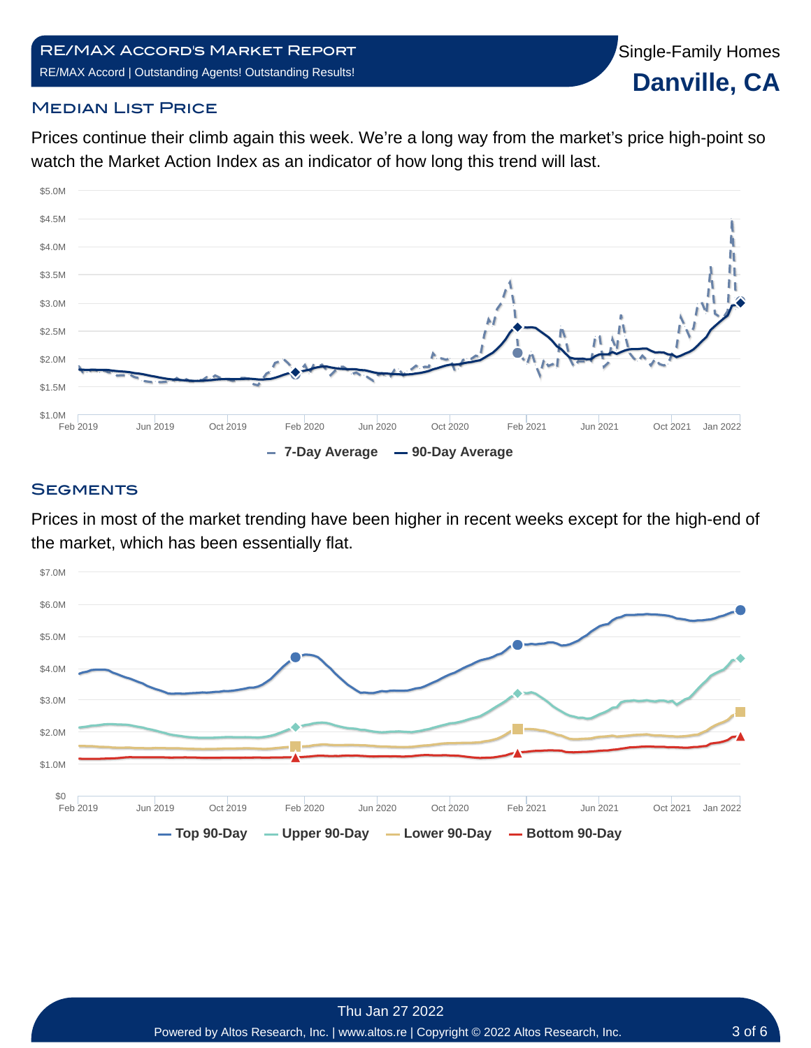## Median List Price

Prices continue their climb again this week. We're a long way from the market's price high-point so watch the Market Action Index as an indicator of how long this trend will last.

$5.0M
$4.5M
$4.0M
$3.5M
$3.0M
$2.5M
$2.0M
$1.5M
$1.0M

Feb 2019 | Jun 2019 | Oct 2019 | Feb 2020 | Jun 2020 | Oct 2020 | Feb 2021 | Jun 2021 | Oct 2021 | Jan 2022

7-Day Average — 90-Day Average

## Segments

Prices in most of the market trending have been higher in recent weeks except for the high-end of the market, which has been essentially flat.

$7.0M
$6.0M
$5.0M
$4.0M
$3.0M
$2.0M
$1.0M
$0

Feb 2019 | Jun 2019 | Oct 2019 | Feb 2020 | Jun 2020 | Oct 2020 | Feb 2021 | Jun 2021 | Oct 2021 | Jan 2022

Top 90-Day — Upper 90-Day — Lower 90-Day — Bottom 90-Day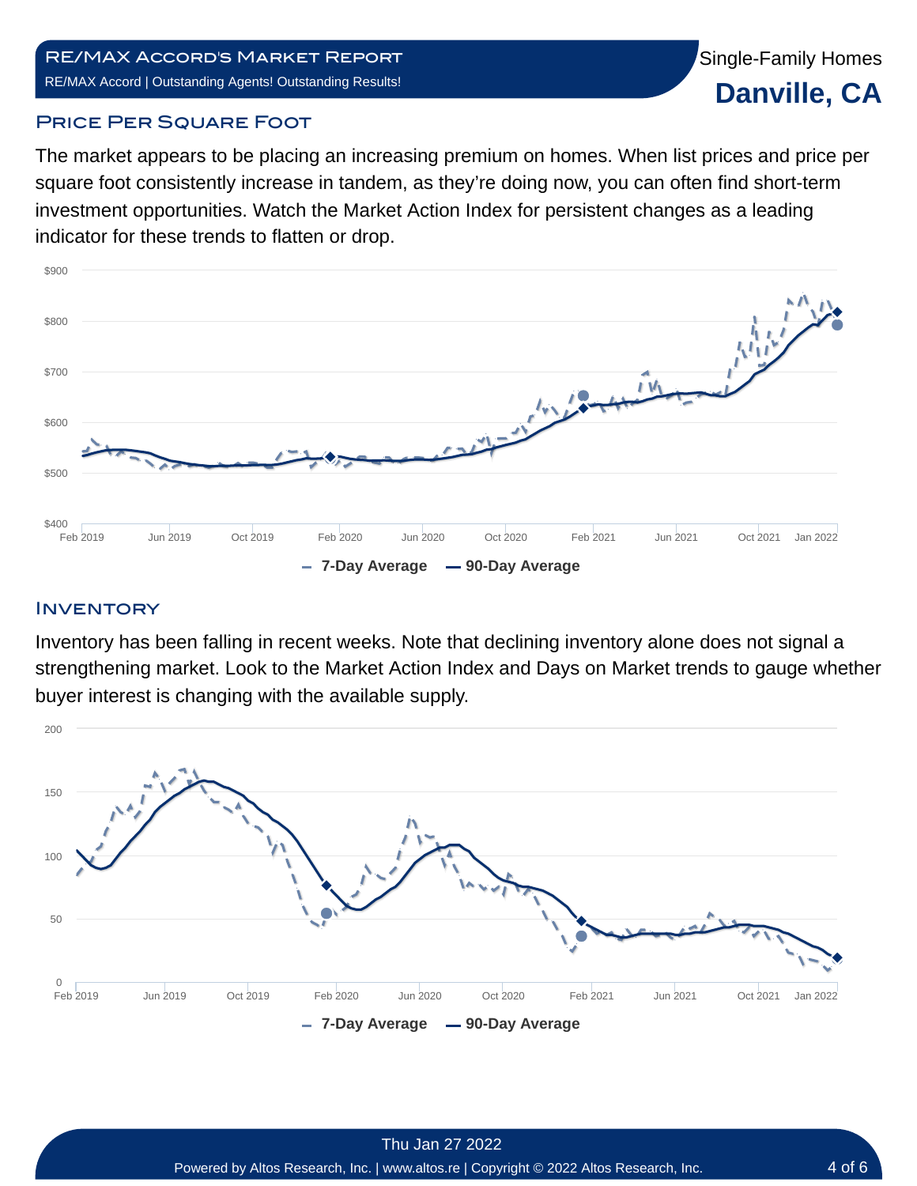## Price Per Square Foot

The market appears to be placing an increasing premium on homes. When list prices and price per square foot consistently increase in tandem, as they're doing now, you can often find short-term investment opportunities. Watch the Market Action Index for persistent changes as a leading indicator for these trends to flatten or drop.

$900
$800
$700
$600
$500
$400
Feb 2019
Jun 2019
Oct 2019
Feb 2020
Jun 2020
Oct 2020
Feb 2021
Jun 2021
Oct 2021
Jan 2022

7-Day Average
90-Day Average

## Inventory

Inventory has been falling in recent weeks. Note that declining inventory alone does not signal a strengthening market. Look to the Market Action Index and Days on Market trends to gauge whether buyer interest is changing with the available supply.

200
150
100
50
0
Feb 2019
Jun 2019
Oct 2019
Feb 2020
Jun 2020
Oct 2020
Feb 2021
Jun 2021
Oct 2021
Jan 2022

7-Day Average
90-Day Average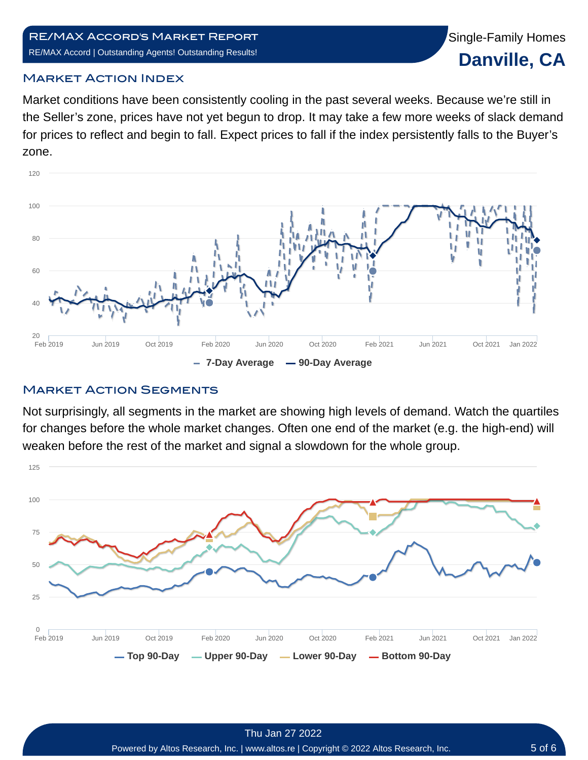RE/MAX Accord's Market Report

RE/MAX Accord | Outstanding Agents! Outstanding Results!

Single-Family Homes

# Danville, CA

## Market Action Index

Market conditions have been consistently cooling in the past several weeks. Because we're still in the Seller's zone, prices have not yet begun to drop. It may take a few more weeks of slack demand for prices to reflect and begin to fall. Expect prices to fall if the index persistently falls to the Buyer's zone.

120
100
80
60
40
20

Feb 2019 Jun 2019 Oct 2019 Feb 2020 Jun 2020 Oct 2020 Feb 2021 Jun 2021 Oct 2021 Jan 2022

7-Day Average 90-Day Average

## Market Action Segments

Not surprisingly, all segments in the market are showing high levels of demand. Watch the quartiles for changes before the whole market changes. Often one end of the market (e.g. the high-end) will weaken before the rest of the market and signal a slowdown for the whole group.

125
100
75
50
25
0

Feb 2019 Jun 2019 Oct 2019 Feb 2020 Jun 2020 Oct 2020 Feb 2021 Jun 2021 Oct 2021 Jan 2022

Top 90-Day Upper 90-Day Lower 90-Day Bottom 90-Day

Thu Jan 27 2022

Powered by Altos Research, Inc. | www.altos.re | Copyright © 2022 Altos Research, Inc.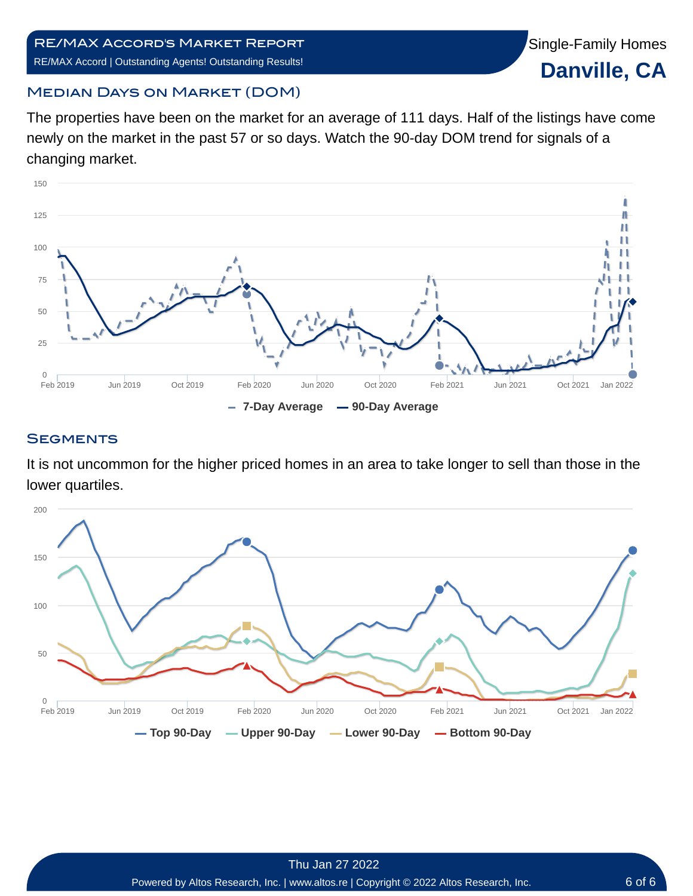## Median Days on Market (DOM)

The properties have been on the market for an average of 111 days. Half of the listings have come newly on the market in the past 57 or so days. Watch the 90-day DOM trend for signals of a changing market.

150
125
100
75
50
25
0
Feb 2019 Jun 2019 Oct 2019 Feb 2020 Jun 2020 Oct 2020 Feb 2021 Jun 2021 Oct 2021 Jan 2022

7-Day Average 90-Day Average

## Segments

It is not uncommon for the higher priced homes in an area to take longer to sell than those in the lower quartiles.

200
150
100
50
0
Feb 2019 Jun 2019 Oct 2019 Feb 2020 Jun 2020 Oct 2020 Feb 2021 Jun 2021 Oct 2021 Jan 2022

Top 90-Day Upper 90-Day Lower 90-Day Bottom 90-Day